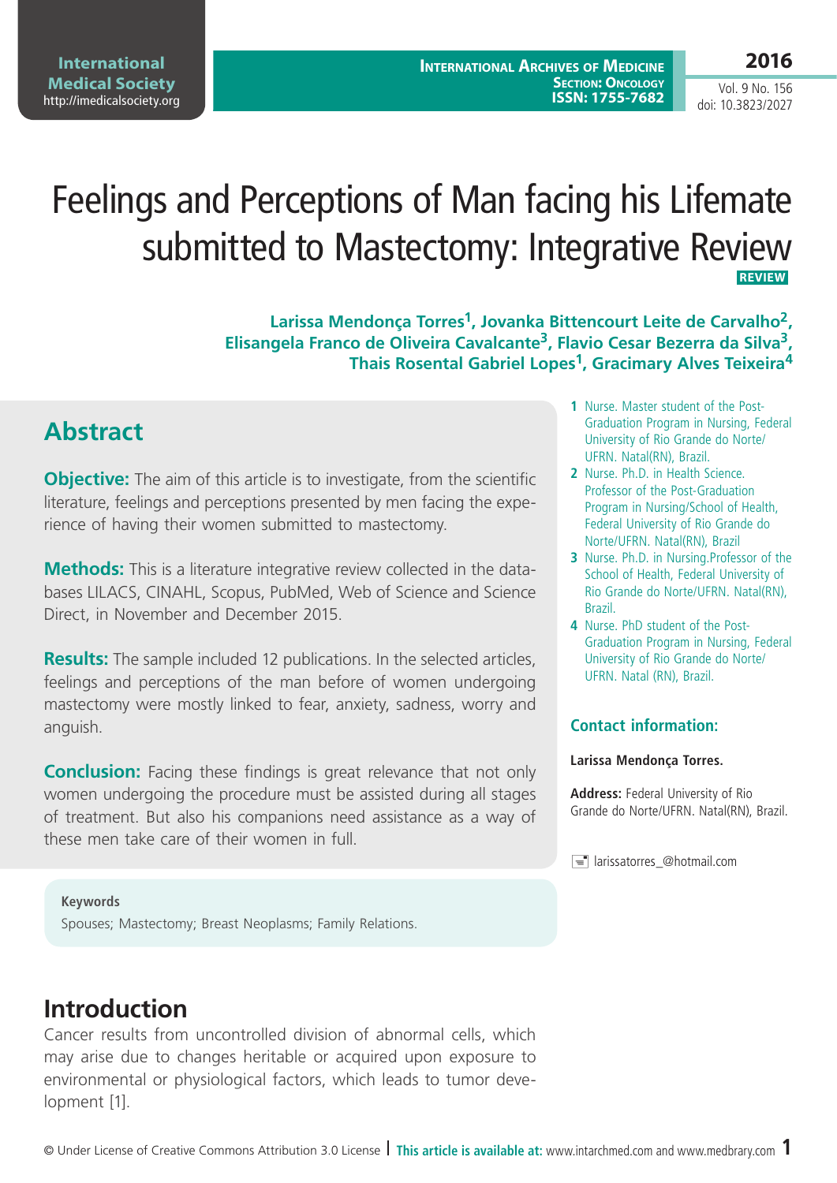# Feelings and Perceptions of Man facing his Lifemate submitted to Mastectomy: Integrative Review

**REVIEW**

**Larissa Mendonça Torres[1], Jovanka Bittencourt Leite de Carvalho[2], Elisangela Franco de Oliveira Cavalcante[3], Flavio Cesar Bezerra da Silva[3], Thais Rosental Gabriel Lopes[1], Gracimary Alves Teixeira[4]**

1 Nurse. Master student of the Post-Graduation Program in Nursing, Federal University of Rio Grande do Norte/UFRN. Natal(RN), Brazil.

2 Nurse. Ph.D. in Health Science. Professor of the Post-Graduation Program in Nursing/School of Health, Federal University of Rio Grande do Norte/UFRN. Natal(RN), Brazil

3 Nurse. Ph.D. in Nursing.Professor of the School of Health, Federal University of Rio Grande do Norte/UFRN. Natal(RN), Brazil.

4 Nurse. PhD student of the Post-Graduation Program in Nursing, Federal University of Rio Grande do Norte/UFRN. Natal (RN), Brazil.

### Contact information:

**Larissa Mendonça Torres.**

**Address:** Federal University of Rio Grande do Norte/UFRN. Natal(RN), Brazil.

larissatorres_@hotmail.com

## Abstract

**Objective:** The aim of this article is to investigate, from the scientific literature, feelings and perceptions presented by men facing the experience of having their women submitted to mastectomy.

**Methods:** This is a literature integrative review collected in the databases LILACS, CINAHL, Scopus, PubMed, Web of Science and Science Direct, in November and December 2015.

**Results:** The sample included 12 publications. In the selected articles, feelings and perceptions of the man before of women undergoing mastectomy were mostly linked to fear, anxiety, sadness, worry and anguish.

**Conclusion:** Facing these findings is great relevance that not only women undergoing the procedure must be assisted during all stages of treatment. But also his companions need assistance as a way of these men take care of their women in full.

**Keywords**

Spouses; Mastectomy; Breast Neoplasms; Family Relations.

## Introduction

Cancer results from uncontrolled division of abnormal cells, which may arise due to changes heritable or acquired upon exposure to environmental or physiological factors, which leads to tumor development [1].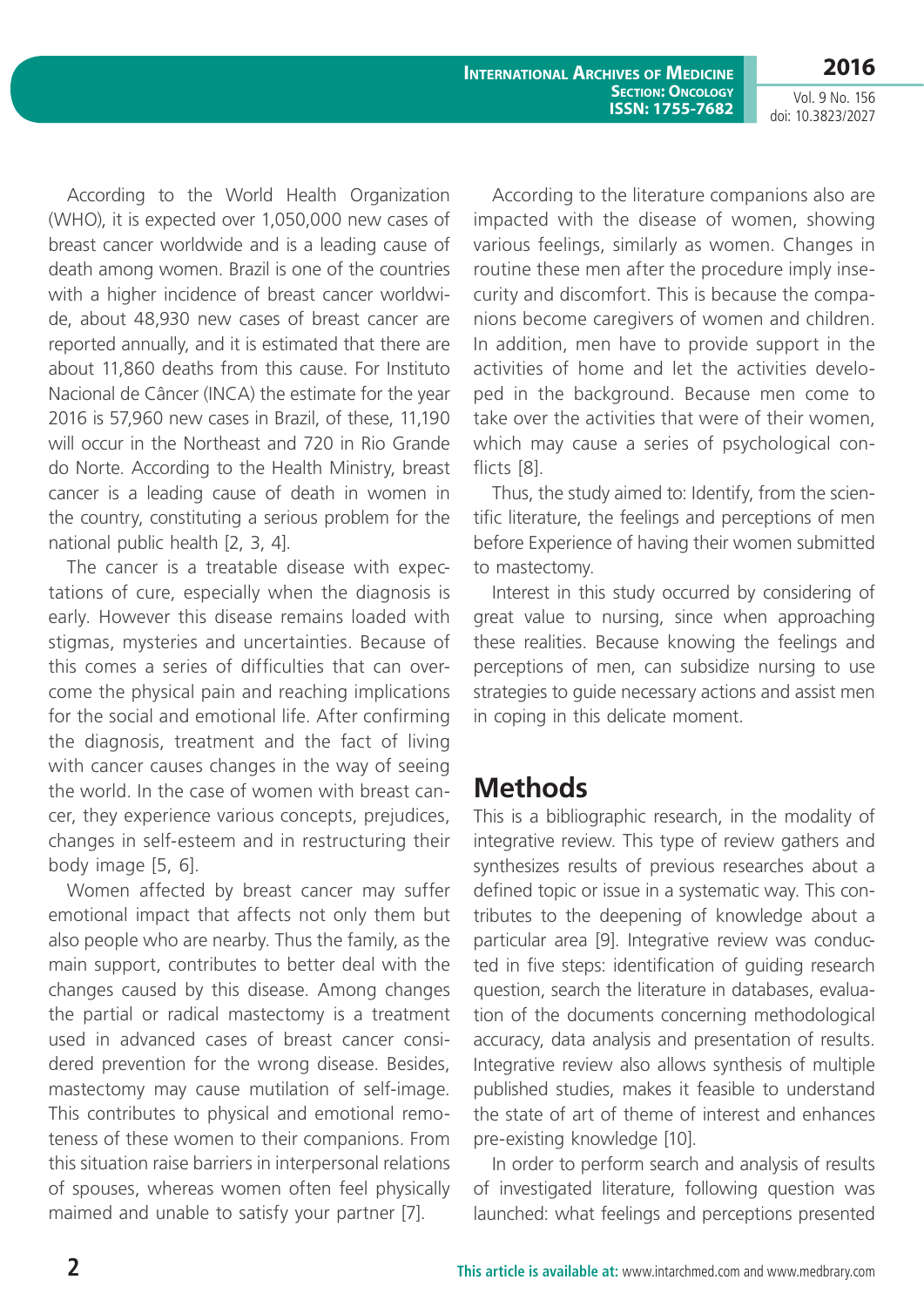According to the World Health Organization (WHO), it is expected over 1,050,000 new cases of breast cancer worldwide and is a leading cause of death among women. Brazil is one of the countries with a higher incidence of breast cancer worldwide, about 48,930 new cases of breast cancer are reported annually, and it is estimated that there are about 11,860 deaths from this cause. For Instituto Nacional de Câncer (INCA) the estimate for the year 2016 is 57,960 new cases in Brazil, of these, 11,190 will occur in the Northeast and 720 in Rio Grande do Norte. According to the Health Ministry, breast cancer is a leading cause of death in women in the country, constituting a serious problem for the national public health [2, 3, 4].

The cancer is a treatable disease with expectations of cure, especially when the diagnosis is early. However this disease remains loaded with stigmas, mysteries and uncertainties. Because of this comes a series of difficulties that can overcome the physical pain and reaching implications for the social and emotional life. After confirming the diagnosis, treatment and the fact of living with cancer causes changes in the way of seeing the world. In the case of women with breast cancer, they experience various concepts, prejudices, changes in self-esteem and in restructuring their body image [5, 6].

Women affected by breast cancer may suffer emotional impact that affects not only them but also people who are nearby. Thus the family, as the main support, contributes to better deal with the changes caused by this disease. Among changes the partial or radical mastectomy is a treatment used in advanced cases of breast cancer considered prevention for the wrong disease. Besides, mastectomy may cause mutilation of self-image. This contributes to physical and emotional remoteness of these women to their companions. From this situation raise barriers in interpersonal relations of spouses, whereas women often feel physically maimed and unable to satisfy your partner [7].

According to the literature companions also are impacted with the disease of women, showing various feelings, similarly as women. Changes in routine these men after the procedure imply insecurity and discomfort. This is because the companions become caregivers of women and children. In addition, men have to provide support in the activities of home and let the activities developed in the background. Because men come to take over the activities that were of their women, which may cause a series of psychological conflicts [8].

Thus, the study aimed to: Identify, from the scientific literature, the feelings and perceptions of men before Experience of having their women submitted to mastectomy.

Interest in this study occurred by considering of great value to nursing, since when approaching these realities. Because knowing the feelings and perceptions of men, can subsidize nursing to use strategies to guide necessary actions and assist men in coping in this delicate moment.

## Methods

This is a bibliographic research, in the modality of integrative review. This type of review gathers and synthesizes results of previous researches about a defined topic or issue in a systematic way. This contributes to the deepening of knowledge about a particular area [9]. Integrative review was conducted in five steps: identification of guiding research question, search the literature in databases, evaluation of the documents concerning methodological accuracy, data analysis and presentation of results. Integrative review also allows synthesis of multiple published studies, makes it feasible to understand the state of art of theme of interest and enhances pre-existing knowledge [10].

In order to perform search and analysis of results of investigated literature, following question was launched: what feelings and perceptions presented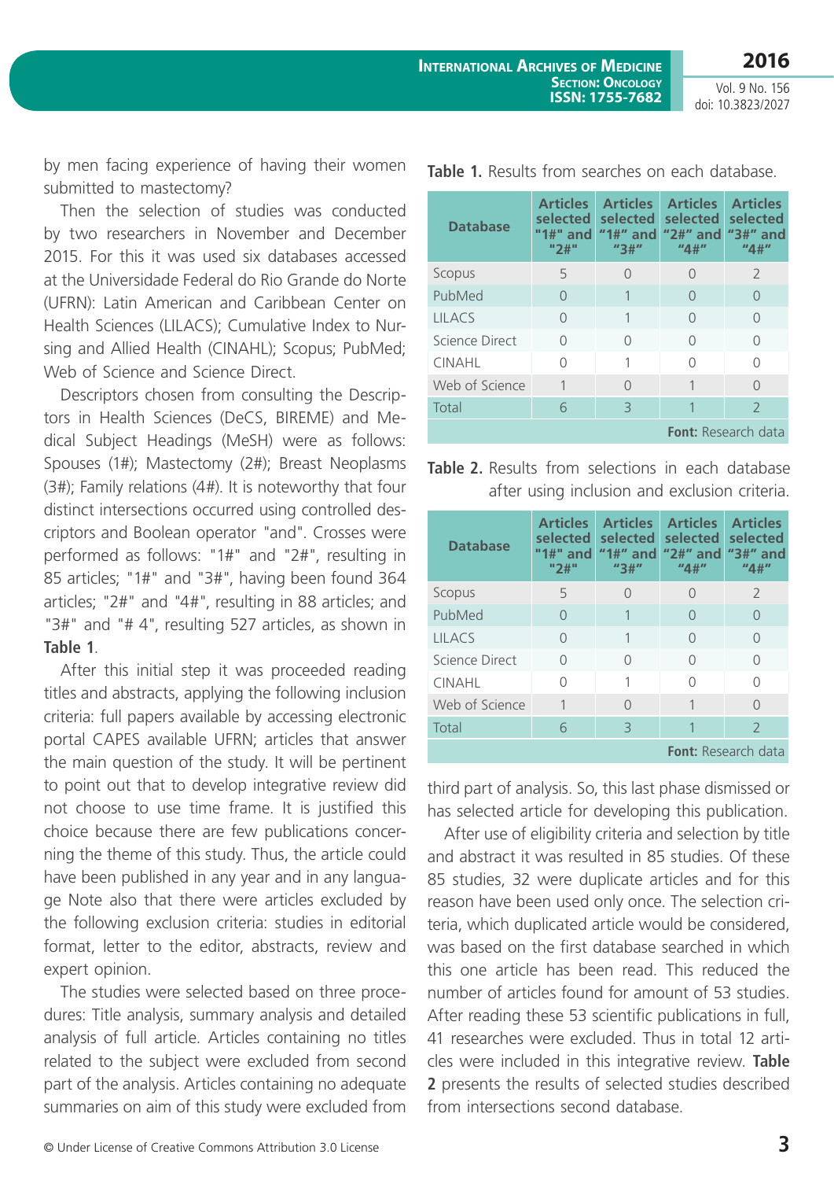by men facing experience of having their women submitted to mastectomy?

Then the selection of studies was conducted by two researchers in November and December 2015. For this it was used six databases accessed at the Universidade Federal do Rio Grande do Norte (UFRN): Latin American and Caribbean Center on Health Sciences (LILACS); Cumulative Index to Nursing and Allied Health (CINAHL); Scopus; PubMed; Web of Science and Science Direct.

Descriptors chosen from consulting the Descriptors in Health Sciences (DeCS, BIREME) and Medical Subject Headings (MeSH) were as follows: Spouses (1#); Mastectomy (2#); Breast Neoplasms (3#); Family relations (4#). It is noteworthy that four distinct intersections occurred using controlled descriptors and Boolean operator "and". Crosses were performed as follows: "1#" and "2#", resulting in 85 articles; "1#" and "3#", having been found 364 articles; "2#" and "4#", resulting in 88 articles; and "3#" and "# 4", resulting 527 articles, as shown in **Table 1**.

After this initial step it was proceeded reading titles and abstracts, applying the following inclusion criteria: full papers available by accessing electronic portal CAPES available UFRN; articles that answer the main question of the study. It will be pertinent to point out that to develop integrative review did not choose to use time frame. It is justified this choice because there are few publications concerning the theme of this study. Thus, the article could have been published in any year and in any language Note also that there were articles excluded by the following exclusion criteria: studies in editorial format, letter to the editor, abstracts, review and expert opinion.

The studies were selected based on three procedures: Title analysis, summary analysis and detailed analysis of full article. Articles containing no titles related to the subject were excluded from second part of the analysis. Articles containing no adequate summaries on aim of this study were excluded from third part of analysis. So, this last phase dismissed or has selected article for developing this publication.

After use of eligibility criteria and selection by title and abstract it was resulted in 85 studies. Of these 85 studies, 32 were duplicate articles and for this reason have been used only once. The selection criteria, which duplicated article would be considered, was based on the first database searched in which this one article has been read. This reduced the number of articles found for amount of 53 studies. After reading these 53 scientific publications in full, 41 researches were excluded. Thus in total 12 articles were included in this integrative review. **Table 2** presents the results of selected studies described from intersections second database.

**Table 1.** Results from searches on each database.

| Database | Articles selected "1#" and "2#" | Articles selected "1#" and "3#" | Articles selected "2#" and "4#" | Articles selected "3#" and "4#" |
|---|---|---|---|---|
| Scopus | 5 | 0 | 0 | 2 |
| PubMed | 0 | 1 | 0 | 0 |
| LILACS | 0 | 1 | 0 | 0 |
| Science Direct | 0 | 0 | 0 | 0 |
| CINAHL | 0 | 1 | 0 | 0 |
| Web of Science | 1 | 0 | 1 | 0 |
| Total | 6 | 3 | 1 | 2 |

**Font:** Research data

**Table 2.** Results from selections in each database after using inclusion and exclusion criteria.

| Database | Articles selected "1#" and "2#" | Articles selected "1#" and "3#" | Articles selected "2#" and "4#" | Articles selected "3#" and "4#" |
|---|---|---|---|---|
| Scopus | 5 | 0 | 0 | 2 |
| PubMed | 0 | 1 | 0 | 0 |
| LILACS | 0 | 1 | 0 | 0 |
| Science Direct | 0 | 0 | 0 | 0 |
| CINAHL | 0 | 1 | 0 | 0 |
| Web of Science | 1 | 0 | 1 | 0 |
| Total | 6 | 3 | 1 | 2 |

**Font:** Research data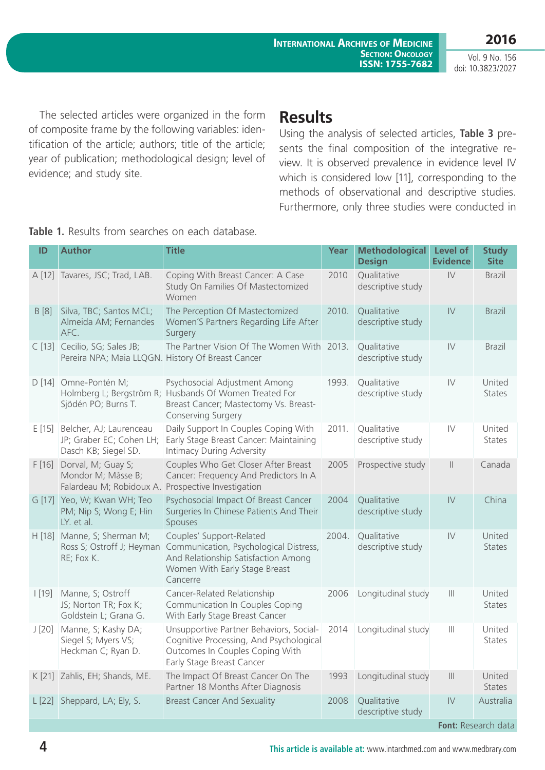The selected articles were organized in the form of composite frame by the following variables: identification of the article; authors; title of the article; year of publication; methodological design; level of evidence; and study site.

## Results

Using the analysis of selected articles, **Table 3** presents the final composition of the integrative review. It is observed prevalence in evidence level IV which is considered low [11], corresponding to the methods of observational and descriptive studies. Furthermore, only three studies were conducted in

**Table 1.** Results from searches on each database.

| ID | Author | Title | Year | Methodological Design | Level of Evidence | Study Site |
|---|---|---|---|---|---|---|
| A [12] | Tavares, JSC; Trad, LAB. | Coping With Breast Cancer: A Case Study On Families Of Mastectomized Women | 2010 | Qualitative descriptive study | IV | Brazil |
| B [8] | Silva, TBC; Santos MCL; Almeida AM; Fernandes AFC. | The Perception Of Mastectomized Women´S Partners Regarding Life After Surgery | 2010. | Qualitative descriptive study | IV | Brazil |
| C [13] | Cecilio, SG; Sales JB; Pereira NPA; Maia LLQGN. | The Partner Vision Of The Women With History Of Breast Cancer | 2013. | Qualitative descriptive study | IV | Brazil |
| D [14] | Omne-Pontén M; Holmberg L; Bergström R; Sjödén PO; Burns T. | Psychosocial Adjustment Among Husbands Of Women Treated For Breast Cancer; Mastectomy Vs. Breast-Conserving Surgery | 1993. | Qualitative descriptive study | IV | United States |
| E [15] | Belcher, AJ; Laurenceau JP; Graber EC; Cohen LH; Dasch KB; Siegel SD. | Daily Support In Couples Coping With Early Stage Breast Cancer: Maintaining Intimacy During Adversity | 2011. | Qualitative descriptive study | IV | United States |
| F [16] | Dorval, M; Guay S; Mondor M; Mâsse B; Falardeau M; Robidoux A. | Couples Who Get Closer After Breast Cancer: Frequency And Predictors In A Prospective Investigation | 2005 | Prospective study | II | Canada |
| G [17] | Yeo, W; Kwan WH; Teo PM; Nip S; Wong E; Hin LY. et al. | Psychosocial Impact Of Breast Cancer Surgeries In Chinese Patients And Their Spouses | 2004 | Qualitative descriptive study | IV | China |
| H [18] | Manne, S; Sherman M; Ross S; Ostroff J; Heyman RE; Fox K. | Couples' Support-Related Communication, Psychological Distress, And Relationship Satisfaction Among Women With Early Stage Breast Cancerre | 2004. | Qualitative descriptive study | IV | United States |
| I [19] | Manne, S; Ostroff JS; Norton TR; Fox K; Goldstein L; Grana G. | Cancer-Related Relationship Communication In Couples Coping With Early Stage Breast Cancer | 2006 | Longitudinal study | III | United States |
| J [20] | Manne, S; Kashy DA; Siegel S; Myers VS; Heckman C; Ryan D. | Unsupportive Partner Behaviors, Social-Cognitive Processing, And Psychological Outcomes In Couples Coping With Early Stage Breast Cancer | 2014 | Longitudinal study | III | United States |
| K [21] | Zahlis, EH; Shands, ME. | The Impact Of Breast Cancer On The Partner 18 Months After Diagnosis | 1993 | Longitudinal study | III | United States |
| L [22] | Sheppard, LA; Ely, S. | Breast Cancer And Sexuality | 2008 | Qualitative descriptive study | IV | Australia |

**Font:** Research data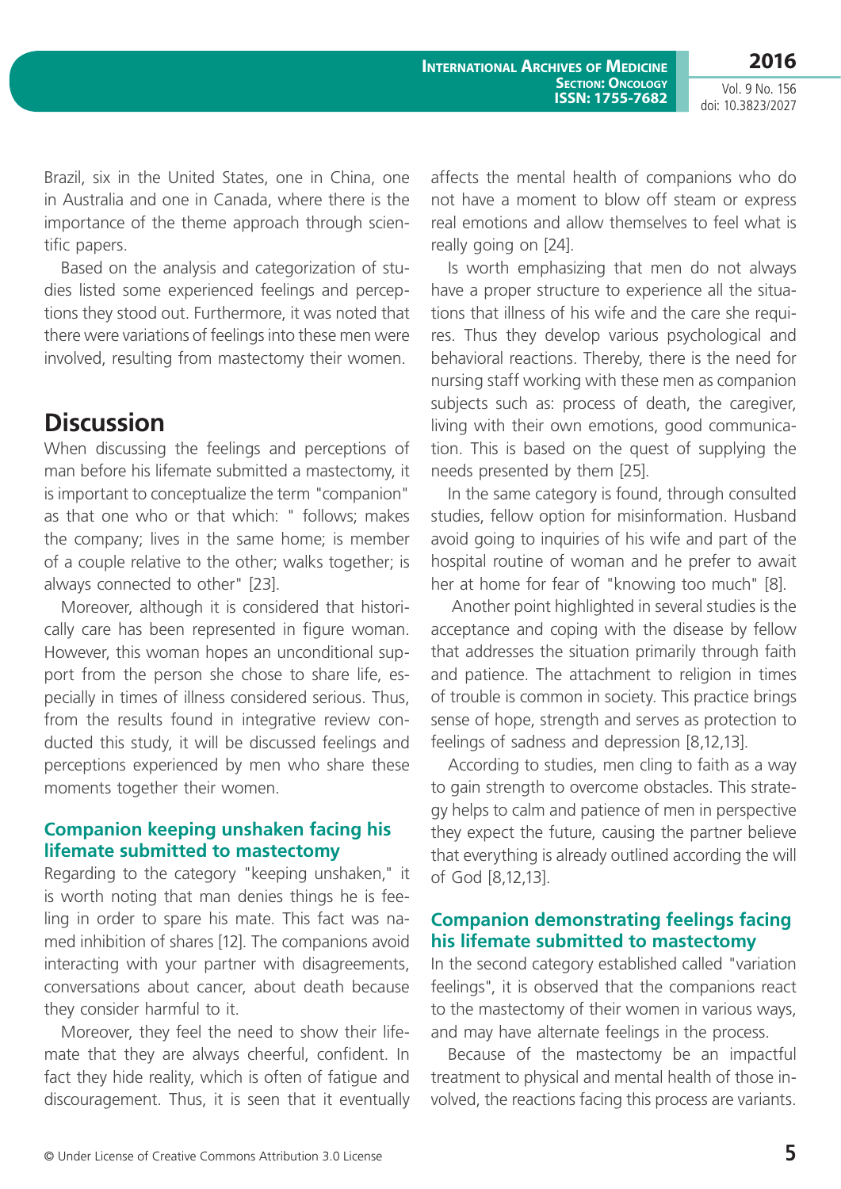Brazil, six in the United States, one in China, one in Australia and one in Canada, where there is the importance of the theme approach through scientific papers.

Based on the analysis and categorization of studies listed some experienced feelings and perceptions they stood out. Furthermore, it was noted that there were variations of feelings into these men were involved, resulting from mastectomy their women.

## Discussion

When discussing the feelings and perceptions of man before his lifemate submitted a mastectomy, it is important to conceptualize the term "companion" as that one who or that which: " follows; makes the company; lives in the same home; is member of a couple relative to the other; walks together; is always connected to other" [23].

Moreover, although it is considered that historically care has been represented in figure woman. However, this woman hopes an unconditional support from the person she chose to share life, especially in times of illness considered serious. Thus, from the results found in integrative review conducted this study, it will be discussed feelings and perceptions experienced by men who share these moments together their women.

### Companion keeping unshaken facing his lifemate submitted to mastectomy

Regarding to the category "keeping unshaken," it is worth noting that man denies things he is feeling in order to spare his mate. This fact was named inhibition of shares [12]. The companions avoid interacting with your partner with disagreements, conversations about cancer, about death because they consider harmful to it.

Moreover, they feel the need to show their lifemate that they are always cheerful, confident. In fact they hide reality, which is often of fatigue and discouragement. Thus, it is seen that it eventually affects the mental health of companions who do not have a moment to blow off steam or express real emotions and allow themselves to feel what is really going on [24].

Is worth emphasizing that men do not always have a proper structure to experience all the situations that illness of his wife and the care she requires. Thus they develop various psychological and behavioral reactions. Thereby, there is the need for nursing staff working with these men as companion subjects such as: process of death, the caregiver, living with their own emotions, good communication. This is based on the quest of supplying the needs presented by them [25].

In the same category is found, through consulted studies, fellow option for misinformation. Husband avoid going to inquiries of his wife and part of the hospital routine of woman and he prefer to await her at home for fear of "knowing too much" [8].

Another point highlighted in several studies is the acceptance and coping with the disease by fellow that addresses the situation primarily through faith and patience. The attachment to religion in times of trouble is common in society. This practice brings sense of hope, strength and serves as protection to feelings of sadness and depression [8,12,13].

According to studies, men cling to faith as a way to gain strength to overcome obstacles. This strategy helps to calm and patience of men in perspective they expect the future, causing the partner believe that everything is already outlined according the will of God [8,12,13].

### Companion demonstrating feelings facing his lifemate submitted to mastectomy

In the second category established called "variation feelings", it is observed that the companions react to the mastectomy of their women in various ways, and may have alternate feelings in the process.

Because of the mastectomy be an impactful treatment to physical and mental health of those involved, the reactions facing this process are variants.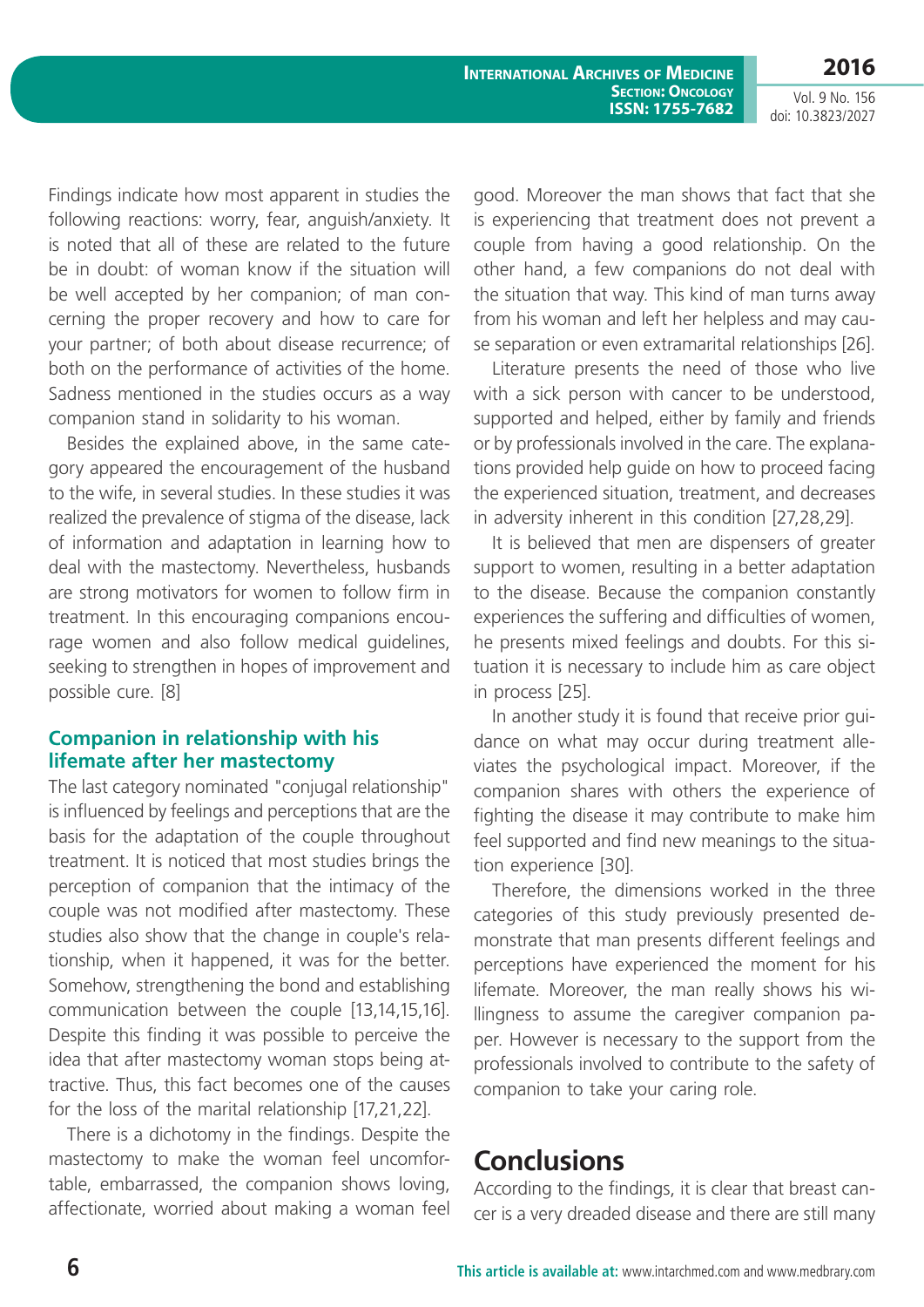Findings indicate how most apparent in studies the following reactions: worry, fear, anguish/anxiety. It is noted that all of these are related to the future be in doubt: of woman know if the situation will be well accepted by her companion; of man concerning the proper recovery and how to care for your partner; of both about disease recurrence; of both on the performance of activities of the home. Sadness mentioned in the studies occurs as a way companion stand in solidarity to his woman.

Besides the explained above, in the same category appeared the encouragement of the husband to the wife, in several studies. In these studies it was realized the prevalence of stigma of the disease, lack of information and adaptation in learning how to deal with the mastectomy. Nevertheless, husbands are strong motivators for women to follow firm in treatment. In this encouraging companions encourage women and also follow medical guidelines, seeking to strengthen in hopes of improvement and possible cure. [8]

### Companion in relationship with his lifemate after her mastectomy

The last category nominated "conjugal relationship" is influenced by feelings and perceptions that are the basis for the adaptation of the couple throughout treatment. It is noticed that most studies brings the perception of companion that the intimacy of the couple was not modified after mastectomy. These studies also show that the change in couple's relationship, when it happened, it was for the better. Somehow, strengthening the bond and establishing communication between the couple [13,14,15,16]. Despite this finding it was possible to perceive the idea that after mastectomy woman stops being attractive. Thus, this fact becomes one of the causes for the loss of the marital relationship [17,21,22].

There is a dichotomy in the findings. Despite the mastectomy to make the woman feel uncomfortable, embarrassed, the companion shows loving, affectionate, worried about making a woman feel good. Moreover the man shows that fact that she is experiencing that treatment does not prevent a couple from having a good relationship. On the other hand, a few companions do not deal with the situation that way. This kind of man turns away from his woman and left her helpless and may cause separation or even extramarital relationships [26].

Literature presents the need of those who live with a sick person with cancer to be understood, supported and helped, either by family and friends or by professionals involved in the care. The explanations provided help guide on how to proceed facing the experienced situation, treatment, and decreases in adversity inherent in this condition [27,28,29].

It is believed that men are dispensers of greater support to women, resulting in a better adaptation to the disease. Because the companion constantly experiences the suffering and difficulties of women, he presents mixed feelings and doubts. For this situation it is necessary to include him as care object in process [25].

In another study it is found that receive prior guidance on what may occur during treatment alleviates the psychological impact. Moreover, if the companion shares with others the experience of fighting the disease it may contribute to make him feel supported and find new meanings to the situation experience [30].

Therefore, the dimensions worked in the three categories of this study previously presented demonstrate that man presents different feelings and perceptions have experienced the moment for his lifemate. Moreover, the man really shows his willingness to assume the caregiver companion paper. However is necessary to the support from the professionals involved to contribute to the safety of companion to take your caring role.

## Conclusions

According to the findings, it is clear that breast cancer is a very dreaded disease and there are still many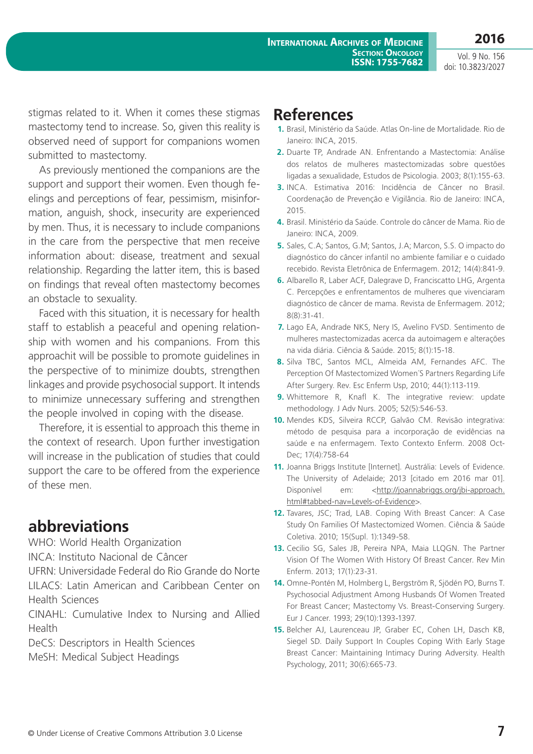stigmas related to it. When it comes these stigmas mastectomy tend to increase. So, given this reality is observed need of support for companions women submitted to mastectomy.

As previously mentioned the companions are the support and support their women. Even though feelings and perceptions of fear, pessimism, misinformation, anguish, shock, insecurity are experienced by men. Thus, it is necessary to include companions in the care from the perspective that men receive information about: disease, treatment and sexual relationship. Regarding the latter item, this is based on findings that reveal often mastectomy becomes an obstacle to sexuality.

Faced with this situation, it is necessary for health staff to establish a peaceful and opening relationship with women and his companions. From this approachit will be possible to promote guidelines in the perspective of to minimize doubts, strengthen linkages and provide psychosocial support. It intends to minimize unnecessary suffering and strengthen the people involved in coping with the disease.

Therefore, it is essential to approach this theme in the context of research. Upon further investigation will increase in the publication of studies that could support the care to be offered from the experience of these men.

## abbreviations

WHO: World Health Organization
INCA: Instituto Nacional de Câncer
UFRN: Universidade Federal do Rio Grande do Norte
LILACS: Latin American and Caribbean Center on Health Sciences
CINAHL: Cumulative Index to Nursing and Allied Health
DeCS: Descriptors in Health Sciences
MeSH: Medical Subject Headings

## References

1. Brasil, Ministério da Saúde. Atlas On-line de Mortalidade. Rio de Janeiro: INCA, 2015.
2. Duarte TP, Andrade AN. Enfrentando a Mastectomia: Análise dos relatos de mulheres mastectomizadas sobre questões ligadas a sexualidade, Estudos de Psicologia. 2003; 8(1):155-63.
3. INCA. Estimativa 2016: Incidência de Câncer no Brasil. Coordenação de Prevenção e Vigilância. Rio de Janeiro: INCA, 2015.
4. Brasil. Ministério da Saúde. Controle do câncer de Mama. Rio de Janeiro: INCA, 2009.
5. Sales, C.A; Santos, G.M; Santos, J.A; Marcon, S.S. O impacto do diagnóstico do câncer infantil no ambiente familiar e o cuidado recebido. Revista Eletrônica de Enfermagem. 2012; 14(4):841-9.
6. Albarello R, Laber ACF, Dalegrave D, Franciscatto LHG, Argenta C. Percepções e enfrentamentos de mulheres que vivenciaram diagnóstico de câncer de mama. Revista de Enfermagem. 2012; 8(8):31-41.
7. Lago EA, Andrade NKS, Nery IS, Avelino FVSD. Sentimento de mulheres mastectomizadas acerca da autoimagem e alterações na vida diária. Ciência & Saúde. 2015; 8(1):15-18.
8. Silva TBC, Santos MCL, Almeida AM, Fernandes AFC. The Perception Of Mastectomized Women´S Partners Regarding Life After Surgery. Rev. Esc Enferm Usp, 2010; 44(1):113-119.
9. Whittemore R, Knafl K. The integrative review: update methodology. J Adv Nurs. 2005; 52(5):546-53.
10. Mendes KDS, Silveira RCCP, Galvão CM. Revisão integrativa: método de pesquisa para a incorporação de evidências na saúde e na enfermagem. Texto Contexto Enferm. 2008 Oct-Dec; 17(4):758-64
11. Joanna Briggs Institute [Internet]. Austrália: Levels of Evidence. The University of Adelaide; 2013 [citado em 2016 mar 01]. Disponível em: <http://joannabriggs.org/jbi-approach.html#tabbed-nav=Levels-of-Evidence>.
12. Tavares, JSC; Trad, LAB. Coping With Breast Cancer: A Case Study On Families Of Mastectomized Women. Ciência & Saúde Coletiva. 2010; 15(Supl. 1):1349-58.
13. Cecilio SG, Sales JB, Pereira NPA, Maia LLQGN. The Partner Vision Of The Women With History Of Breast Cancer. Rev Min Enferm. 2013; 17(1):23-31.
14. Omne-Pontén M, Holmberg L, Bergström R, Sjödén PO, Burns T. Psychosocial Adjustment Among Husbands Of Women Treated For Breast Cancer; Mastectomy Vs. Breast-Conserving Surgery. Eur J Cancer. 1993; 29(10):1393-1397.
15. Belcher AJ, Laurenceau JP, Graber EC, Cohen LH, Dasch KB, Siegel SD. Daily Support In Couples Coping With Early Stage Breast Cancer: Maintaining Intimacy During Adversity. Health Psychology, 2011; 30(6):665-73.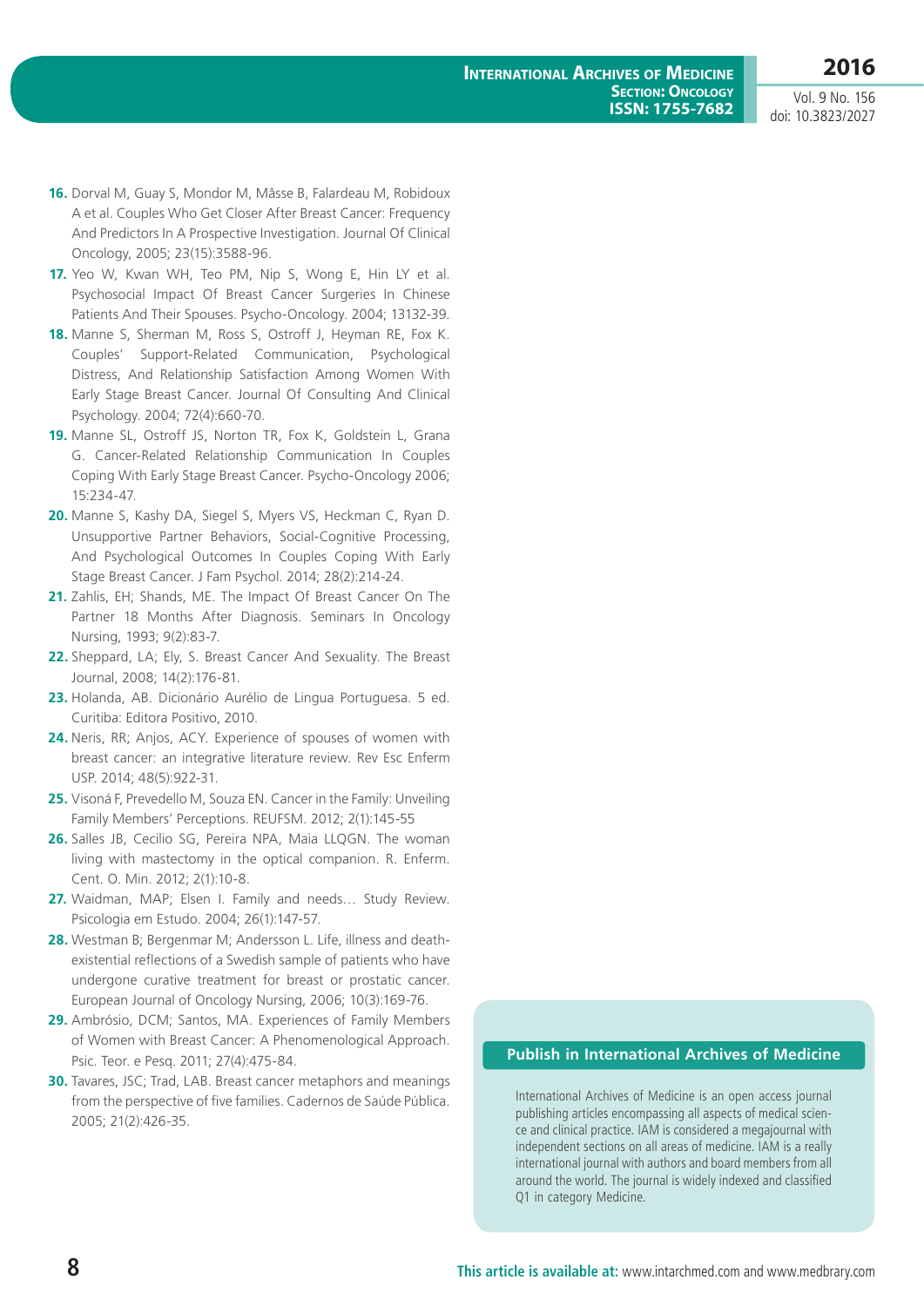16. Dorval M, Guay S, Mondor M, Mâsse B, Falardeau M, Robidoux A et al. Couples Who Get Closer After Breast Cancer: Frequency And Predictors In A Prospective Investigation. Journal Of Clinical Oncology, 2005; 23(15):3588-96.
17. Yeo W, Kwan WH, Teo PM, Nip S, Wong E, Hin LY et al. Psychosocial Impact Of Breast Cancer Surgeries In Chinese Patients And Their Spouses. Psycho-Oncology. 2004; 13132-39.
18. Manne S, Sherman M, Ross S, Ostroff J, Heyman RE, Fox K. Couples' Support-Related Communication, Psychological Distress, And Relationship Satisfaction Among Women With Early Stage Breast Cancer. Journal Of Consulting And Clinical Psychology. 2004; 72(4):660-70.
19. Manne SL, Ostroff JS, Norton TR, Fox K, Goldstein L, Grana G. Cancer-Related Relationship Communication In Couples Coping With Early Stage Breast Cancer. Psycho-Oncology 2006; 15:234-47.
20. Manne S, Kashy DA, Siegel S, Myers VS, Heckman C, Ryan D. Unsupportive Partner Behaviors, Social-Cognitive Processing, And Psychological Outcomes In Couples Coping With Early Stage Breast Cancer. J Fam Psychol. 2014; 28(2):214-24.
21. Zahlis, EH; Shands, ME. The Impact Of Breast Cancer On The Partner 18 Months After Diagnosis. Seminars In Oncology Nursing, 1993; 9(2):83-7.
22. Sheppard, LA; Ely, S. Breast Cancer And Sexuality. The Breast Journal, 2008; 14(2):176-81.
23. Holanda, AB. Dicionário Aurélio de Lingua Portuguesa. 5 ed. Curitiba: Editora Positivo, 2010.
24. Neris, RR; Anjos, ACY. Experience of spouses of women with breast cancer: an integrative literature review. Rev Esc Enferm USP. 2014; 48(5):922-31.
25. Visoná F, Prevedello M, Souza EN. Cancer in the Family: Unveiling Family Members' Perceptions. REUFSM. 2012; 2(1):145-55
26. Salles JB, Cecilio SG, Pereira NPA, Maia LLQGN. The woman living with mastectomy in the optical companion. R. Enferm. Cent. O. Min. 2012; 2(1):10-8.
27. Waidman, MAP; Elsen I. Family and needs… Study Review. Psicologia em Estudo. 2004; 26(1):147-57.
28. Westman B; Bergenmar M; Andersson L. Life, illness and death-existential reflections of a Swedish sample of patients who have undergone curative treatment for breast or prostatic cancer. European Journal of Oncology Nursing, 2006; 10(3):169-76.
29. Ambrósio, DCM; Santos, MA. Experiences of Family Members of Women with Breast Cancer: A Phenomenological Approach. Psic. Teor. e Pesq. 2011; 27(4):475-84.
30. Tavares, JSC; Trad, LAB. Breast cancer metaphors and meanings from the perspective of five families. Cadernos de Saúde Pública. 2005; 21(2):426-35.

**Publish in International Archives of Medicine**

International Archives of Medicine is an open access journal publishing articles encompassing all aspects of medical science and clinical practice. IAM is considered a megajournal with independent sections on all areas of medicine. IAM is a really international journal with authors and board members from all around the world. The journal is widely indexed and classified Q1 in category Medicine.